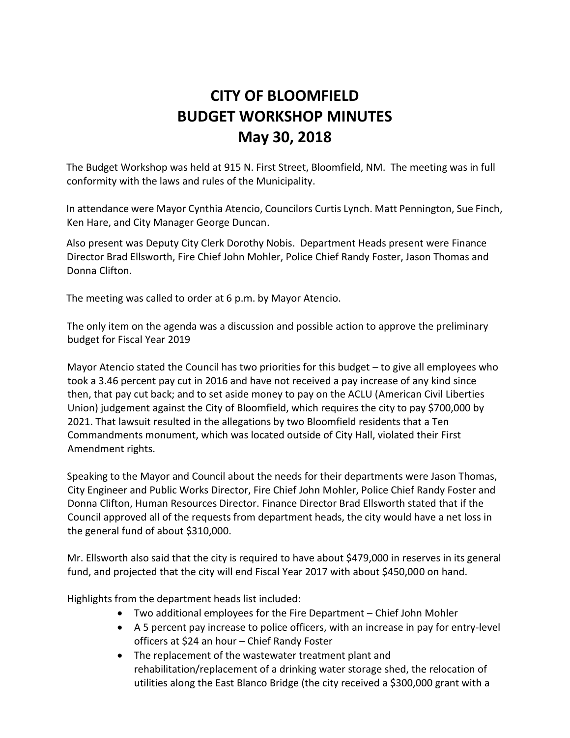# CITY OF BLOOMFIELD
# BUDGET WORKSHOP MINUTES
# May 30, 2018

The Budget Workshop was held at 915 N. First Street, Bloomfield, NM. The meeting was in full conformity with the laws and rules of the Municipality.

In attendance were Mayor Cynthia Atencio, Councilors Curtis Lynch. Matt Pennington, Sue Finch, Ken Hare, and City Manager George Duncan.

Also present was Deputy City Clerk Dorothy Nobis. Department Heads present were Finance Director Brad Ellsworth, Fire Chief John Mohler, Police Chief Randy Foster, Jason Thomas and Donna Clifton.

The meeting was called to order at 6 p.m. by Mayor Atencio.

The only item on the agenda was a discussion and possible action to approve the preliminary budget for Fiscal Year 2019

Mayor Atencio stated the Council has two priorities for this budget – to give all employees who took a 3.46 percent pay cut in 2016 and have not received a pay increase of any kind since then, that pay cut back; and to set aside money to pay on the ACLU (American Civil Liberties Union) judgement against the City of Bloomfield, which requires the city to pay $700,000 by 2021. That lawsuit resulted in the allegations by two Bloomfield residents that a Ten Commandments monument, which was located outside of City Hall, violated their First Amendment rights.

Speaking to the Mayor and Council about the needs for their departments were Jason Thomas, City Engineer and Public Works Director, Fire Chief John Mohler, Police Chief Randy Foster and Donna Clifton, Human Resources Director. Finance Director Brad Ellsworth stated that if the Council approved all of the requests from department heads, the city would have a net loss in the general fund of about $310,000.

Mr. Ellsworth also said that the city is required to have about $479,000 in reserves in its general fund, and projected that the city will end Fiscal Year 2017 with about $450,000 on hand.

Highlights from the department heads list included:

- Two additional employees for the Fire Department – Chief John Mohler
- A 5 percent pay increase to police officers, with an increase in pay for entry-level officers at $24 an hour – Chief Randy Foster
- The replacement of the wastewater treatment plant and rehabilitation/replacement of a drinking water storage shed, the relocation of utilities along the East Blanco Bridge (the city received a $300,000 grant with a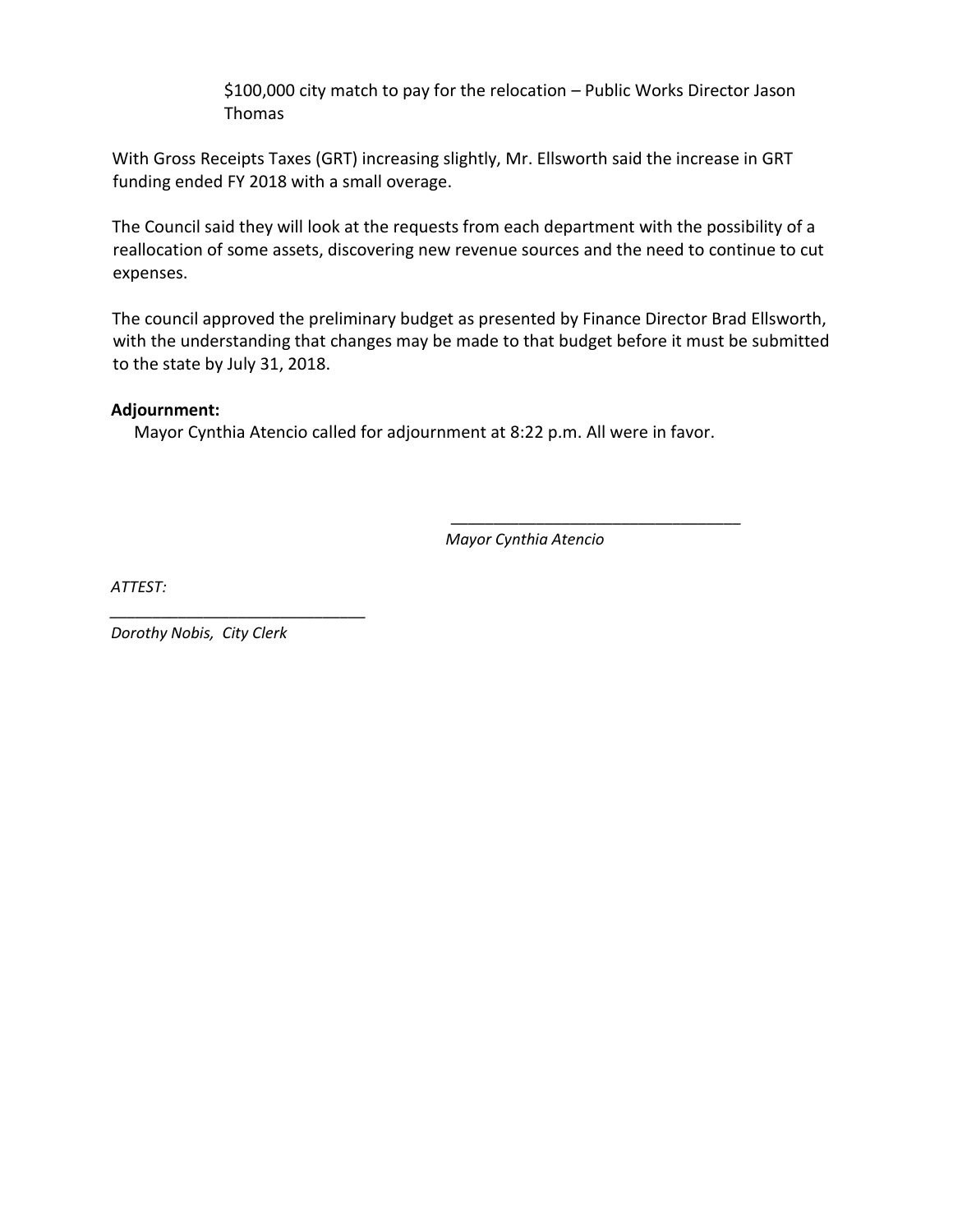$100,000 city match to pay for the relocation – Public Works Director Jason Thomas

With Gross Receipts Taxes (GRT) increasing slightly, Mr. Ellsworth said the increase in GRT funding ended FY 2018 with a small overage.

The Council said they will look at the requests from each department with the possibility of a reallocation of some assets, discovering new revenue sources and the need to continue to cut expenses.

The council approved the preliminary budget as presented by Finance Director Brad Ellsworth, with the understanding that changes may be made to that budget before it must be submitted to the state by July 31, 2018.

**Adjournment:**

Mayor Cynthia Atencio called for adjournment at 8:22 p.m. All were in favor.

_________________________________

*Mayor Cynthia Atencio*

*ATTEST:*

_____________________________

*Dorothy Nobis, City Clerk*